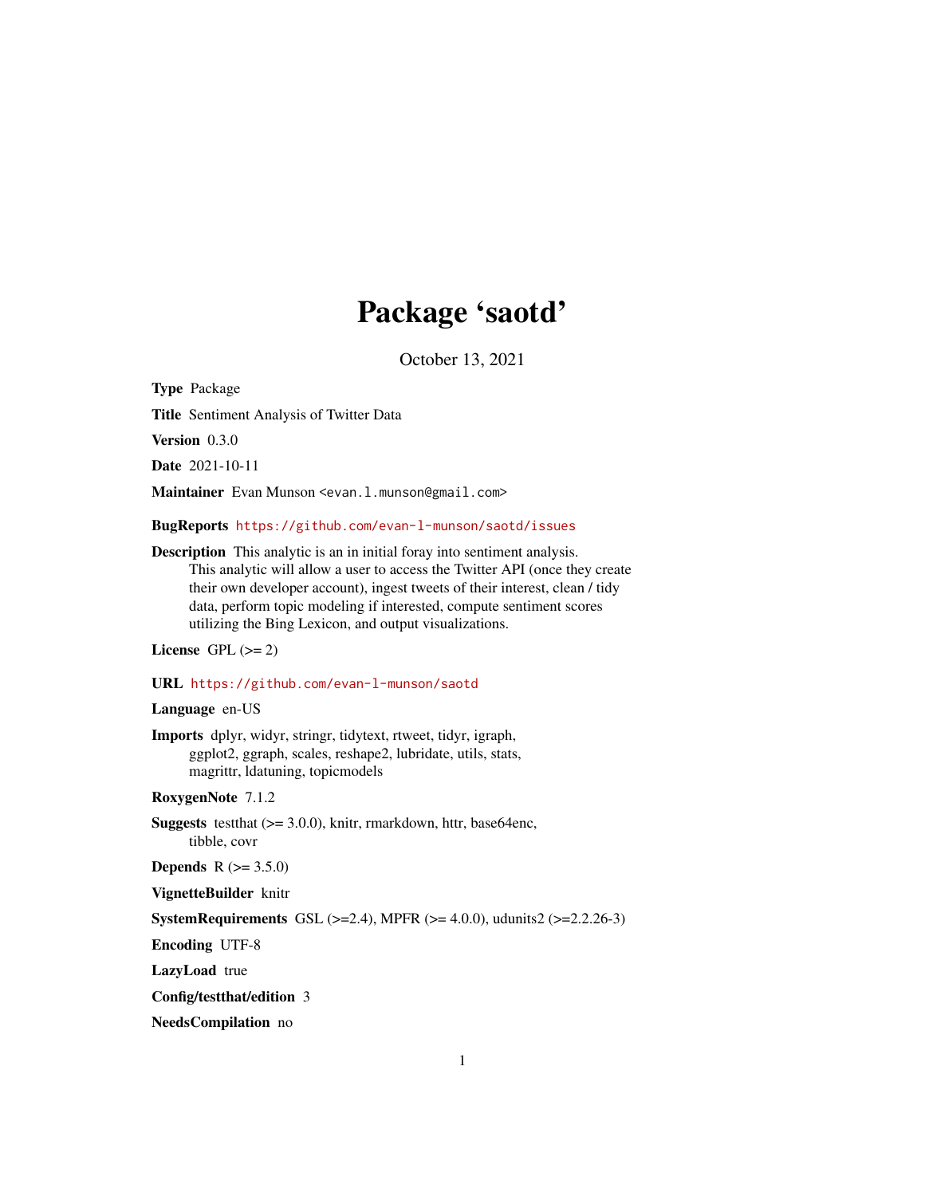# Package 'saotd'

October 13, 2021

**Type** Package

**Title** Sentiment Analysis of Twitter Data

**Version** 0.3.0

**Date** 2021-10-11

**Maintainer** Evan Munson <evan.l.munson@gmail.com>

**BugReports** https://github.com/evan-l-munson/saotd/issues

**Description** This analytic is an in initial foray into sentiment analysis.
This analytic will allow a user to access the Twitter API (once they create their own developer account), ingest tweets of their interest, clean / tidy data, perform topic modeling if interested, compute sentiment scores utilizing the Bing Lexicon, and output visualizations.

**License** GPL (>= 2)

**URL** https://github.com/evan-l-munson/saotd

**Language** en-US

**Imports** dplyr, widyr, stringr, tidytext, rtweet, tidyr, igraph, ggplot2, ggraph, scales, reshape2, lubridate, utils, stats, magrittr, ldatuning, topicmodels

**RoxygenNote** 7.1.2

**Suggests** testthat (>= 3.0.0), knitr, rmarkdown, httr, base64enc, tibble, covr

**Depends** R (>= 3.5.0)

**VignetteBuilder** knitr

**SystemRequirements** GSL (>=2.4), MPFR (>= 4.0.0), udunits2 (>=2.2.26-3)

**Encoding** UTF-8

**LazyLoad** true

**Config/testthat/edition** 3

**NeedsCompilation** no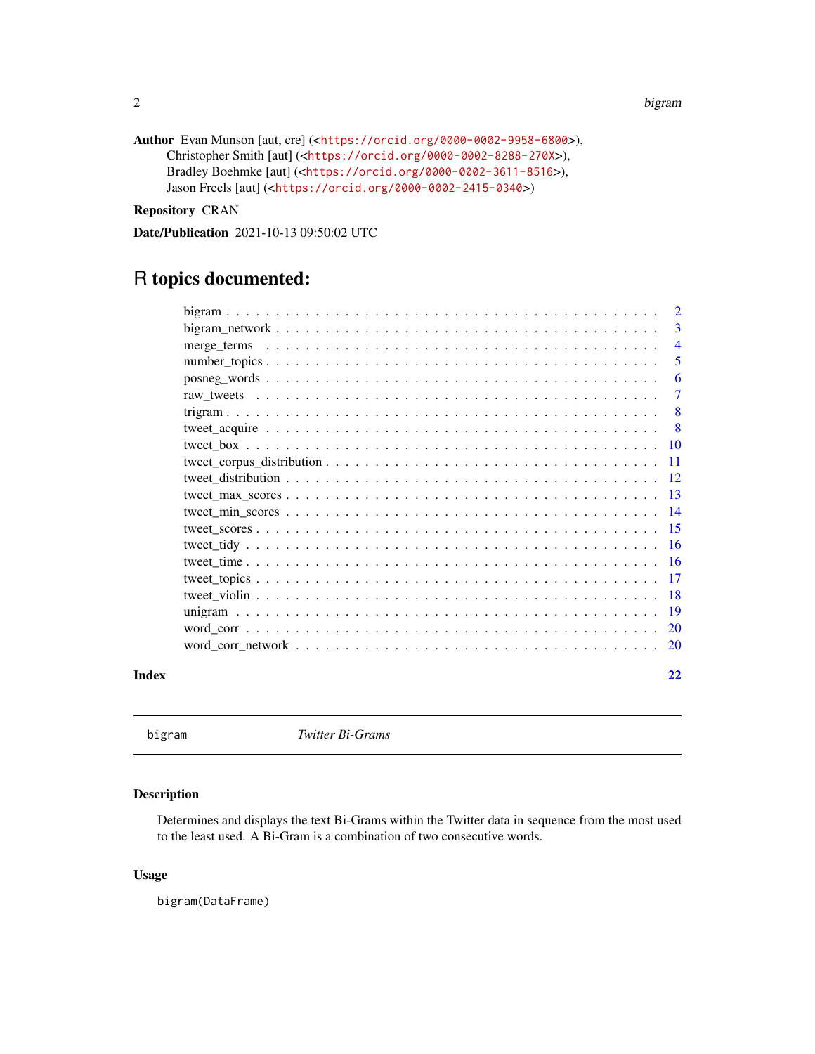**Author** Evan Munson [aut, cre] (<https://orcid.org/0000-0002-9958-6800>),
Christopher Smith [aut] (<https://orcid.org/0000-0002-8288-270X>),
Bradley Boehmke [aut] (<https://orcid.org/0000-0002-3611-8516>),
Jason Freels [aut] (<https://orcid.org/0000-0002-2415-0340>)

**Repository** CRAN

**Date/Publication** 2021-10-13 09:50:02 UTC

# R topics documented:

- bigram . . . . . . . . . . 2
- bigram_network . . . . . . . . . . 3
- merge_terms . . . . . . . . . . 4
- number_topics . . . . . . . . . . 5
- posneg_words . . . . . . . . . . 6
- raw_tweets . . . . . . . . . . 7
- trigram . . . . . . . . . . 8
- tweet_acquire . . . . . . . . . . 8
- tweet_box . . . . . . . . . . 10
- tweet_corpus_distribution . . . . . . . . . . 11
- tweet_distribution . . . . . . . . . . 12
- tweet_max_scores . . . . . . . . . . 13
- tweet_min_scores . . . . . . . . . . 14
- tweet_scores . . . . . . . . . . 15
- tweet_tidy . . . . . . . . . . 16
- tweet_time . . . . . . . . . . 16
- tweet_topics . . . . . . . . . . 17
- tweet_violin . . . . . . . . . . 18
- unigram . . . . . . . . . . 19
- word_corr . . . . . . . . . . 20
- word_corr_network . . . . . . . . . . 20

**Index** 22

---

## bigram — *Twitter Bi-Grams*

### Description

Determines and displays the text Bi-Grams within the Twitter data in sequence from the most used to the least used. A Bi-Gram is a combination of two consecutive words.

### Usage

```
bigram(DataFrame)
```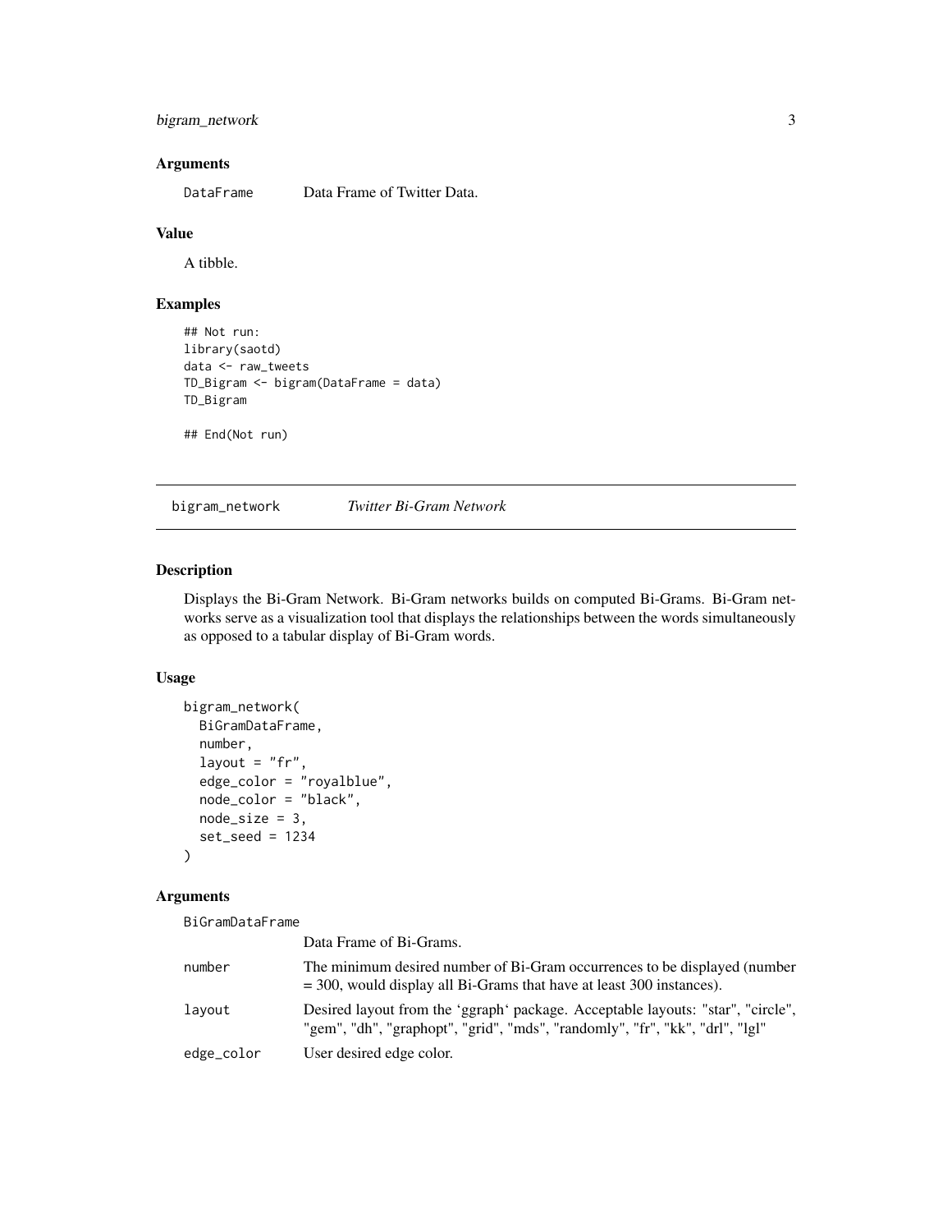### Arguments

| | |
|---|---|
| DataFrame | Data Frame of Twitter Data. |

### Value

A tibble.

### Examples

```
## Not run:
library(saotd)
data <- raw_tweets
TD_Bigram <- bigram(DataFrame = data)
TD_Bigram

## End(Not run)
```

---

## bigram_network *Twitter Bi-Gram Network*

### Description

Displays the Bi-Gram Network. Bi-Gram networks builds on computed Bi-Grams. Bi-Gram networks serve as a visualization tool that displays the relationships between the words simultaneously as opposed to a tabular display of Bi-Gram words.

### Usage

```
bigram_network(
  BiGramDataFrame,
  number,
  layout = "fr",
  edge_color = "royalblue",
  node_color = "black",
  node_size = 3,
  set_seed = 1234
)
```

### Arguments

| | |
|---|---|
| BiGramDataFrame | Data Frame of Bi-Grams. |
| number | The minimum desired number of Bi-Gram occurrences to be displayed (number = 300, would display all Bi-Grams that have at least 300 instances). |
| layout | Desired layout from the 'ggraph' package. Acceptable layouts: "star", "circle", "gem", "dh", "graphopt", "grid", "mds", "randomly", "fr", "kk", "drl", "lgl" |
| edge_color | User desired edge color. |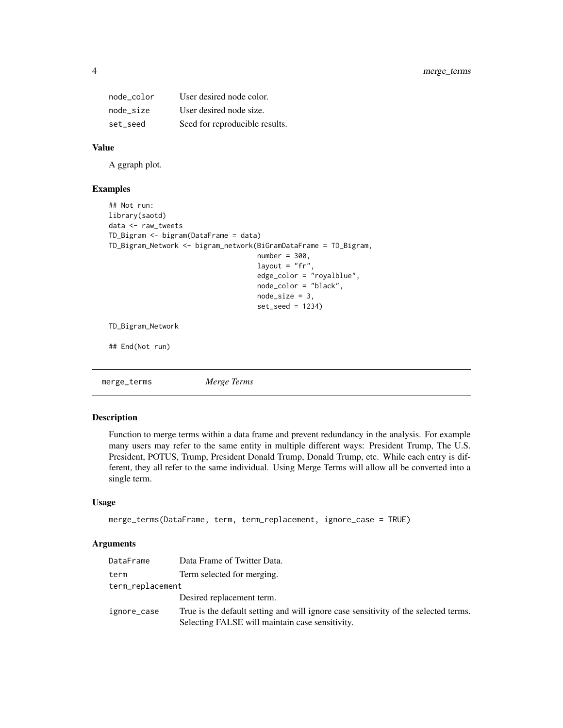| | |
|---|---|
| node_color | User desired node color. |
| node_size | User desired node size. |
| set_seed | Seed for reproducible results. |

### Value

A ggraph plot.

### Examples

```
## Not run:
library(saotd)
data <- raw_tweets
TD_Bigram <- bigram(DataFrame = data)
TD_Bigram_Network <- bigram_network(BiGramDataFrame = TD_Bigram,
                                    number = 300,
                                    layout = "fr",
                                    edge_color = "royalblue",
                                    node_color = "black",
                                    node_size = 3,
                                    set_seed = 1234)

TD_Bigram_Network

## End(Not run)
```

## merge_terms    *Merge Terms*

### Description

Function to merge terms within a data frame and prevent redundancy in the analysis. For example many users may refer to the same entity in multiple different ways: President Trump, The U.S. President, POTUS, Trump, President Donald Trump, Donald Trump, etc. While each entry is different, they all refer to the same individual. Using Merge Terms will allow all be converted into a single term.

### Usage

```
merge_terms(DataFrame, term, term_replacement, ignore_case = TRUE)
```

### Arguments

| | |
|---|---|
| DataFrame | Data Frame of Twitter Data. |
| term | Term selected for merging. |
| term_replacement | Desired replacement term. |
| ignore_case | True is the default setting and will ignore case sensitivity of the selected terms. Selecting FALSE will maintain case sensitivity. |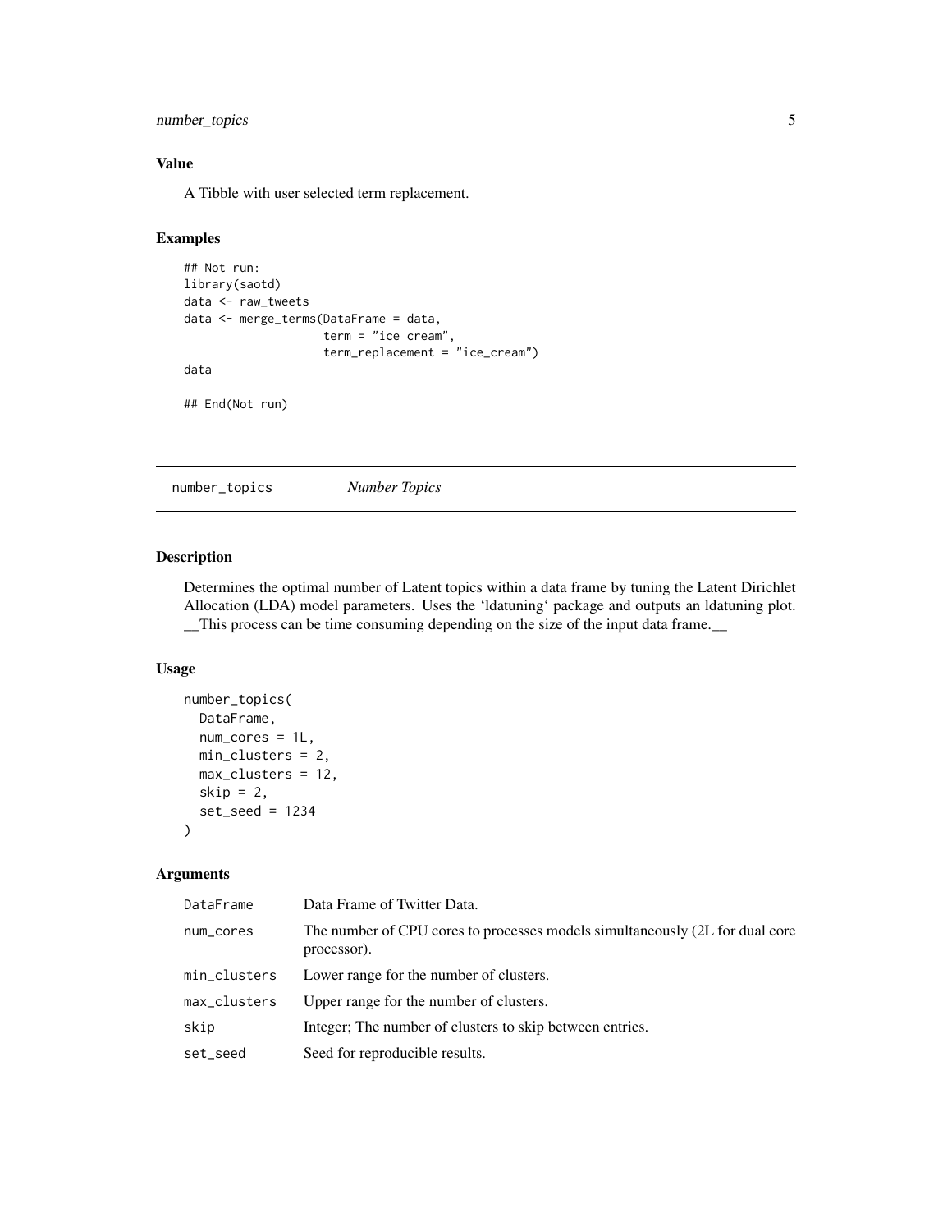## Value

A Tibble with user selected term replacement.

## Examples

```
## Not run:
library(saotd)
data <- raw_tweets
data <- merge_terms(DataFrame = data,
                    term = "ice cream",
                    term_replacement = "ice_cream")
data

## End(Not run)
```

---

# number_topics *Number Topics*

---

## Description

Determines the optimal number of Latent topics within a data frame by tuning the Latent Dirichlet Allocation (LDA) model parameters. Uses the 'ldatuning' package and outputs an ldatuning plot. __This process can be time consuming depending on the size of the input data frame.__

## Usage

```
number_topics(
  DataFrame,
  num_cores = 1L,
  min_clusters = 2,
  max_clusters = 12,
  skip = 2,
  set_seed = 1234
)
```

## Arguments

| | |
|---|---|
| DataFrame | Data Frame of Twitter Data. |
| num_cores | The number of CPU cores to processes models simultaneously (2L for dual core processor). |
| min_clusters | Lower range for the number of clusters. |
| max_clusters | Upper range for the number of clusters. |
| skip | Integer; The number of clusters to skip between entries. |
| set_seed | Seed for reproducible results. |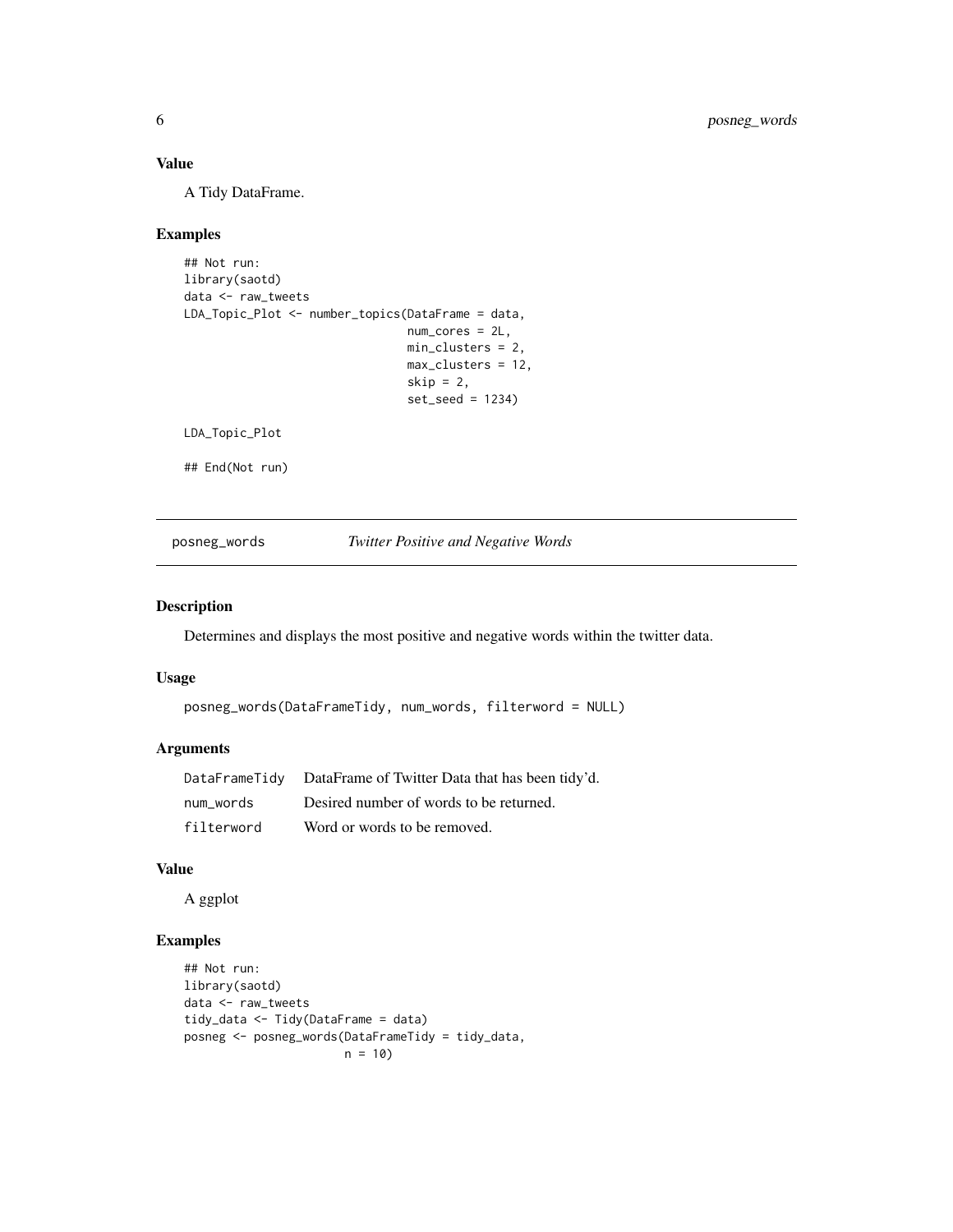### Value

A Tidy DataFrame.

### Examples

```
## Not run:
library(saotd)
data <- raw_tweets
LDA_Topic_Plot <- number_topics(DataFrame = data,
                                num_cores = 2L,
                                min_clusters = 2,
                                max_clusters = 12,
                                skip = 2,
                                set_seed = 1234)

LDA_Topic_Plot

## End(Not run)
```

---

## posneg_words — *Twitter Positive and Negative Words*

### Description

Determines and displays the most positive and negative words within the twitter data.

### Usage

```
posneg_words(DataFrameTidy, num_words, filterword = NULL)
```

### Arguments

| | |
|---|---|
| DataFrameTidy | DataFrame of Twitter Data that has been tidy'd. |
| num_words | Desired number of words to be returned. |
| filterword | Word or words to be removed. |

### Value

A ggplot

### Examples

```
## Not run:
library(saotd)
data <- raw_tweets
tidy_data <- Tidy(DataFrame = data)
posneg <- posneg_words(DataFrameTidy = tidy_data,
                       n = 10)
```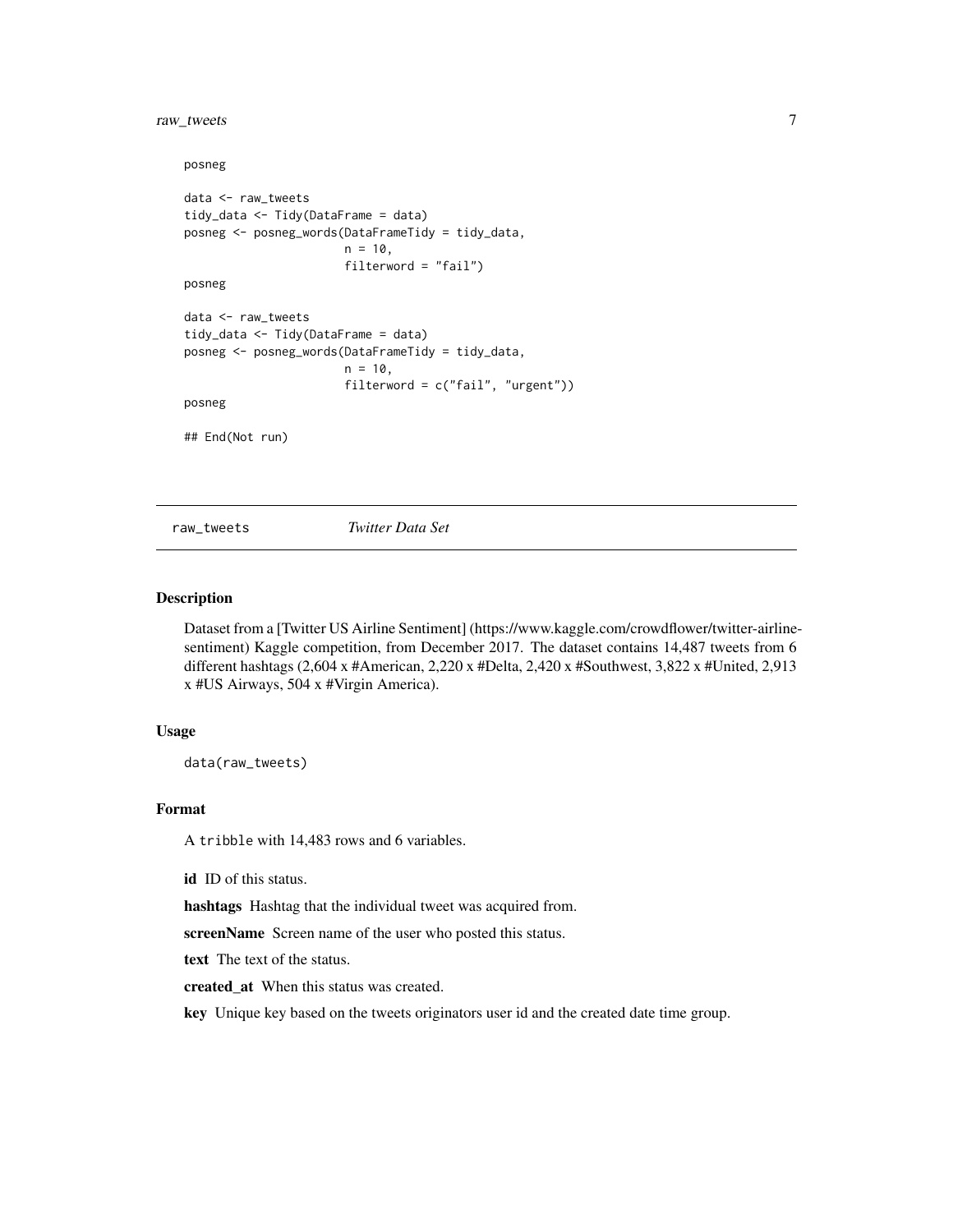```
posneg

data <- raw_tweets
tidy_data <- Tidy(DataFrame = data)
posneg <- posneg_words(DataFrameTidy = tidy_data,
                       n = 10,
                       filterword = "fail")
posneg

data <- raw_tweets
tidy_data <- Tidy(DataFrame = data)
posneg <- posneg_words(DataFrameTidy = tidy_data,
                       n = 10,
                       filterword = c("fail", "urgent"))
posneg

## End(Not run)
```

---

## raw_tweets *Twitter Data Set*

---

### Description

Dataset from a [Twitter US Airline Sentiment] (https://www.kaggle.com/crowdflower/twitter-airline-sentiment) Kaggle competition, from December 2017. The dataset contains 14,487 tweets from 6 different hashtags (2,604 x #American, 2,220 x #Delta, 2,420 x #Southwest, 3,822 x #United, 2,913 x #US Airways, 504 x #Virgin America).

### Usage

```
data(raw_tweets)
```

### Format

A `tribble` with 14,483 rows and 6 variables.

**id** ID of this status.

**hashtags** Hashtag that the individual tweet was acquired from.

**screenName** Screen name of the user who posted this status.

**text** The text of the status.

**created_at** When this status was created.

**key** Unique key based on the tweets originators user id and the created date time group.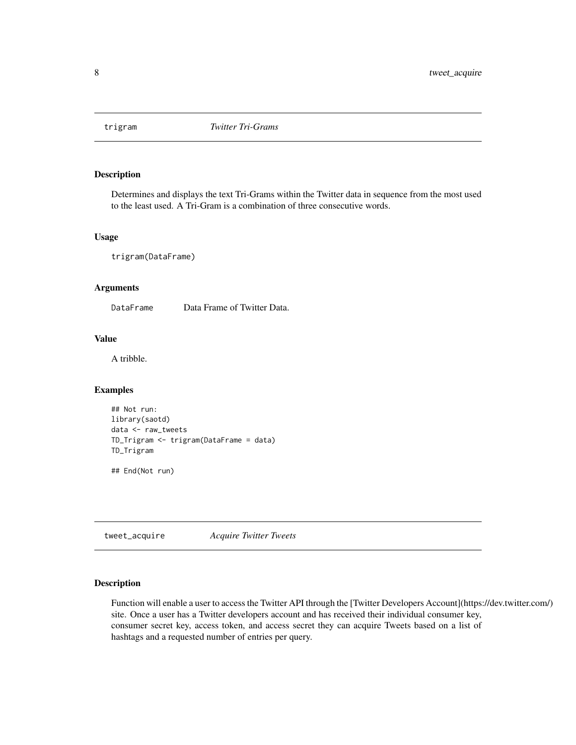## trigram *Twitter Tri-Grams*

### Description

Determines and displays the text Tri-Grams within the Twitter data in sequence from the most used to the least used. A Tri-Gram is a combination of three consecutive words.

### Usage

```
trigram(DataFrame)
```

### Arguments

| | |
|---|---|
| DataFrame | Data Frame of Twitter Data. |

### Value

A tribble.

### Examples

```
## Not run:
library(saotd)
data <- raw_tweets
TD_Trigram <- trigram(DataFrame = data)
TD_Trigram

## End(Not run)
```

## tweet_acquire *Acquire Twitter Tweets*

### Description

Function will enable a user to access the Twitter API through the [Twitter Developers Account](https://dev.twitter.com/) site. Once a user has a Twitter developers account and has received their individual consumer key, consumer secret key, access token, and access secret they can acquire Tweets based on a list of hashtags and a requested number of entries per query.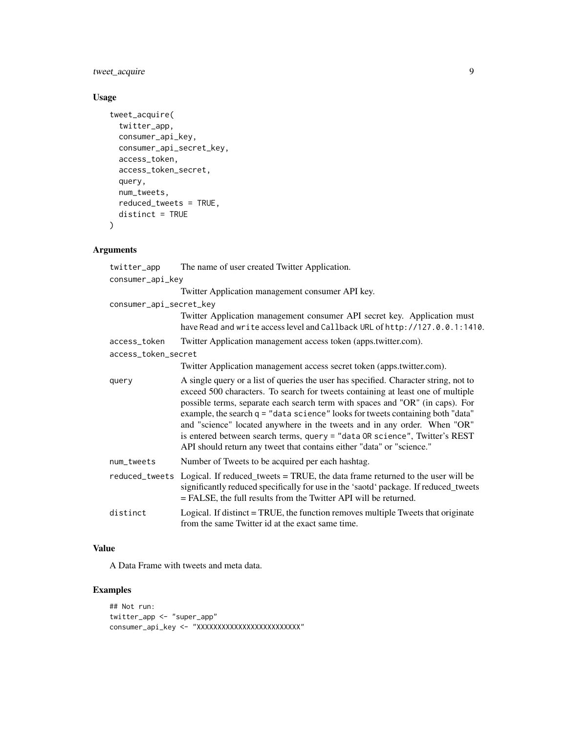## Usage

```
tweet_acquire(
  twitter_app,
  consumer_api_key,
  consumer_api_secret_key,
  access_token,
  access_token_secret,
  query,
  num_tweets,
  reduced_tweets = TRUE,
  distinct = TRUE
)
```

## Arguments

| Argument | Description |
| --- | --- |
| `twitter_app` | The name of user created Twitter Application. |
| `consumer_api_key` | Twitter Application management consumer API key. |
| `consumer_api_secret_key` | Twitter Application management consumer API secret key. Application must have `Read and write` access level and `Callback URL` of `http://127.0.0.1:1410`. |
| `access_token` | Twitter Application management access token (apps.twitter.com). |
| `access_token_secret` | Twitter Application management access secret token (apps.twitter.com). |
| `query` | A single query or a list of queries the user has specified. Character string, not to exceed 500 characters. To search for tweets containing at least one of multiple possible terms, separate each search term with spaces and "OR" (in caps). For example, the search `q = "data science"` looks for tweets containing both "data" and "science" located anywhere in the tweets and in any order. When "OR" is entered between search terms, `query = "data OR science"`, Twitter's REST API should return any tweet that contains either "data" or "science." |
| `num_tweets` | Number of Tweets to be acquired per each hashtag. |
| `reduced_tweets` | Logical. If reduced_tweets = TRUE, the data frame returned to the user will be significantly reduced specifically for use in the 'saotd' package. If reduced_tweets = FALSE, the full results from the Twitter API will be returned. |
| `distinct` | Logical. If distinct = TRUE, the function removes multiple Tweets that originate from the same Twitter id at the exact same time. |

## Value

A Data Frame with tweets and meta data.

## Examples

```
## Not run:
twitter_app <- "super_app"
consumer_api_key <- "XXXXXXXXXXXXXXXXXXXXXXXXX"
```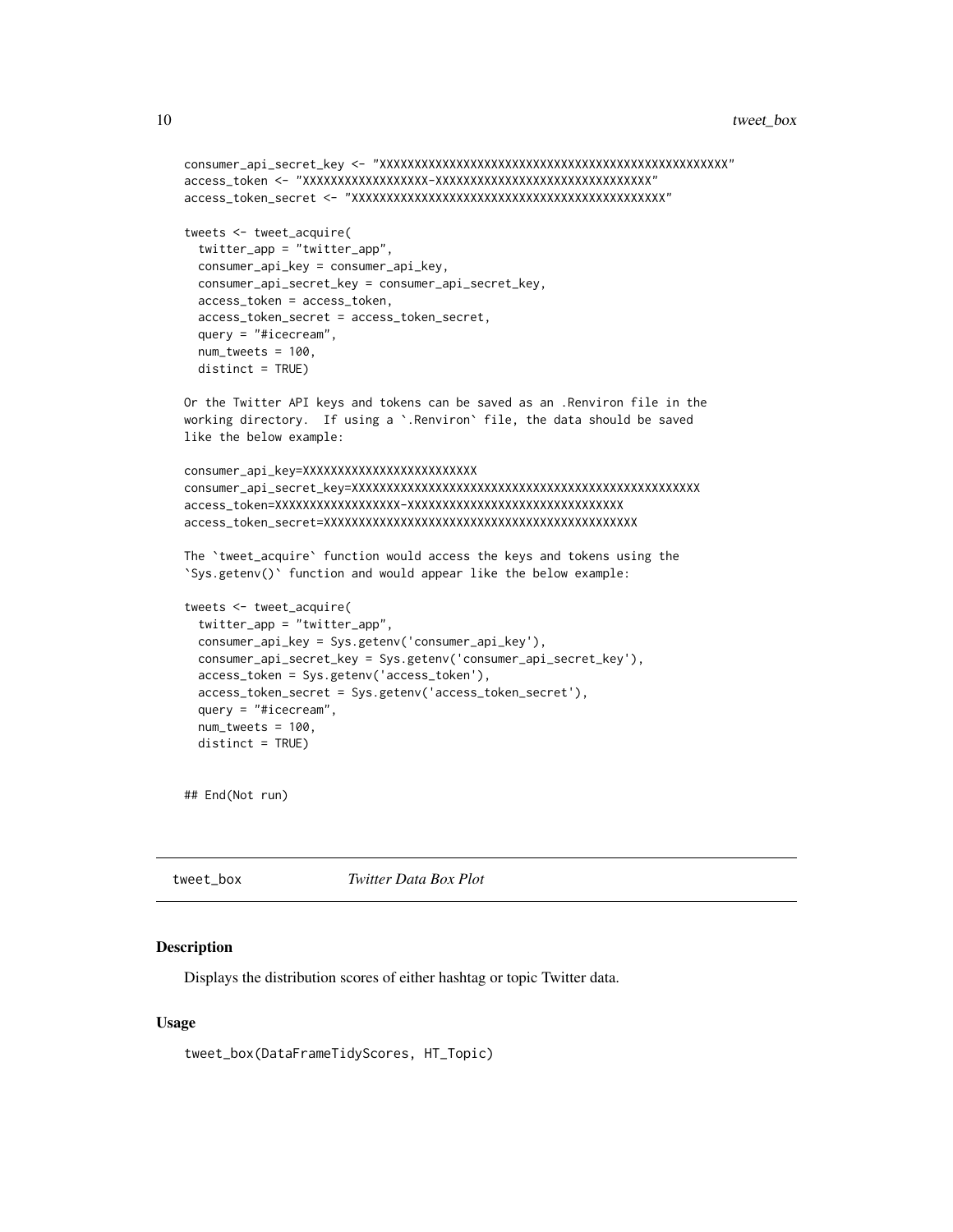```
consumer_api_secret_key <- "XXXXXXXXXXXXXXXXXXXXXXXXXXXXXXXXXXXXXXXXXXXXXXXXXX"
access_token <- "XXXXXXXXXXXXXXXXXX-XXXXXXXXXXXXXXXXXXXXXXXXXXXXXX"
access_token_secret <- "XXXXXXXXXXXXXXXXXXXXXXXXXXXXXXXXXXXXXXXXXXXXX"

tweets <- tweet_acquire(
  twitter_app = "twitter_app",
  consumer_api_key = consumer_api_key,
  consumer_api_secret_key = consumer_api_secret_key,
  access_token = access_token,
  access_token_secret = access_token_secret,
  query = "#icecream",
  num_tweets = 100,
  distinct = TRUE)

Or the Twitter API keys and tokens can be saved as an .Renviron file in the
working directory.  If using a `.Renviron` file, the data should be saved
like the below example:

consumer_api_key=XXXXXXXXXXXXXXXXXXXXXXXXX
consumer_api_secret_key=XXXXXXXXXXXXXXXXXXXXXXXXXXXXXXXXXXXXXXXXXXXXXXXXXX
access_token=XXXXXXXXXXXXXXXXXX-XXXXXXXXXXXXXXXXXXXXXXXXXXXXXX
access_token_secret=XXXXXXXXXXXXXXXXXXXXXXXXXXXXXXXXXXXXXXXXXXXXX

The `tweet_acquire` function would access the keys and tokens using the
`Sys.getenv()` function and would appear like the below example:

tweets <- tweet_acquire(
  twitter_app = "twitter_app",
  consumer_api_key = Sys.getenv('consumer_api_key'),
  consumer_api_secret_key = Sys.getenv('consumer_api_secret_key'),
  access_token = Sys.getenv('access_token'),
  access_token_secret = Sys.getenv('access_token_secret'),
  query = "#icecream",
  num_tweets = 100,
  distinct = TRUE)


## End(Not run)
```

## tweet_box — *Twitter Data Box Plot*

### Description

Displays the distribution scores of either hashtag or topic Twitter data.

### Usage

```
tweet_box(DataFrameTidyScores, HT_Topic)
```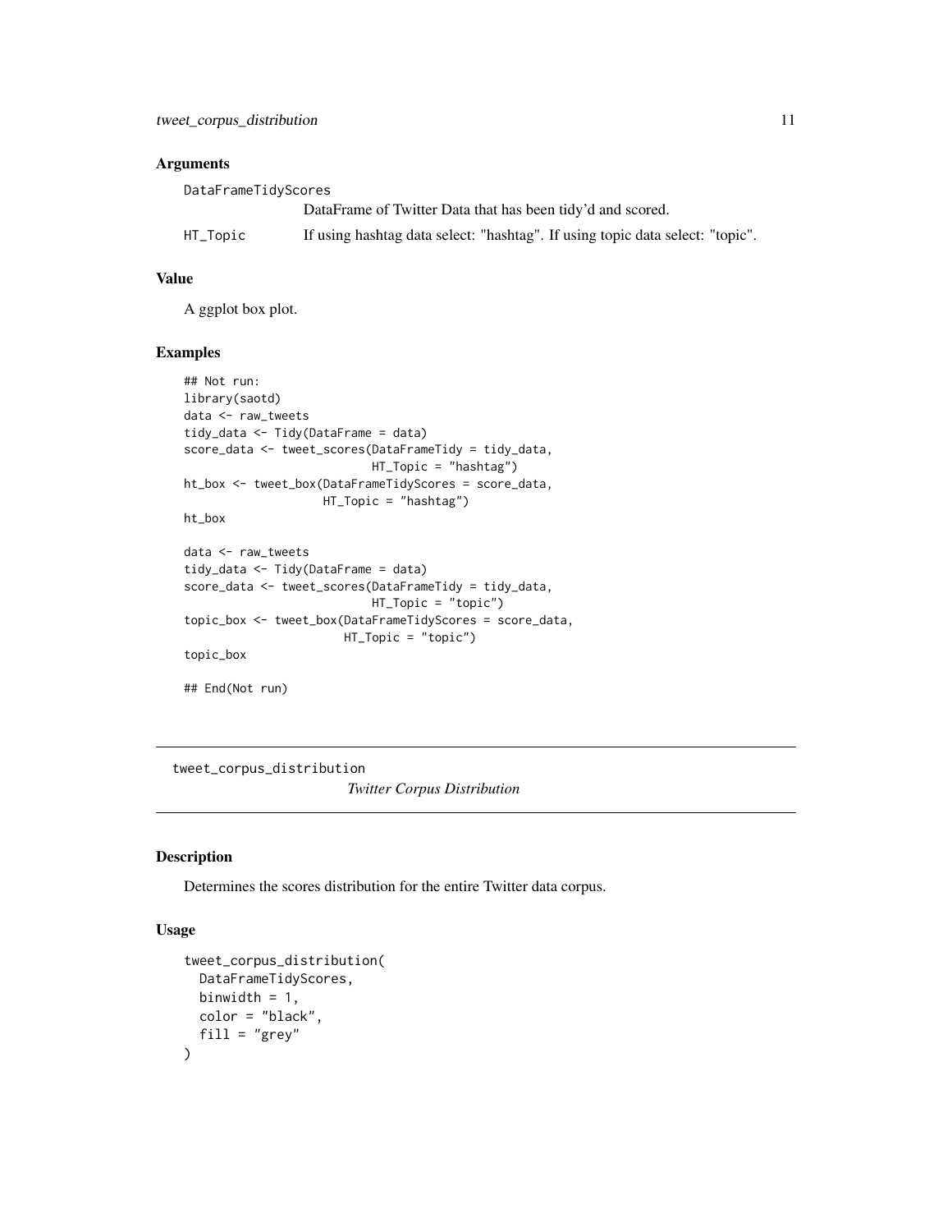### Arguments

DataFrameTidyScores
: DataFrame of Twitter Data that has been tidy'd and scored.

HT_Topic
: If using hashtag data select: "hashtag". If using topic data select: "topic".

### Value

A ggplot box plot.

### Examples

```
## Not run:
library(saotd)
data <- raw_tweets
tidy_data <- Tidy(DataFrame = data)
score_data <- tweet_scores(DataFrameTidy = tidy_data,
                           HT_Topic = "hashtag")
ht_box <- tweet_box(DataFrameTidyScores = score_data,
                    HT_Topic = "hashtag")
ht_box

data <- raw_tweets
tidy_data <- Tidy(DataFrame = data)
score_data <- tweet_scores(DataFrameTidy = tidy_data,
                           HT_Topic = "topic")
topic_box <- tweet_box(DataFrameTidyScores = score_data,
                       HT_Topic = "topic")
topic_box

## End(Not run)
```

---

## tweet_corpus_distribution &nbsp;&nbsp;&nbsp; *Twitter Corpus Distribution*

---

### Description

Determines the scores distribution for the entire Twitter data corpus.

### Usage

```
tweet_corpus_distribution(
  DataFrameTidyScores,
  binwidth = 1,
  color = "black",
  fill = "grey"
)
```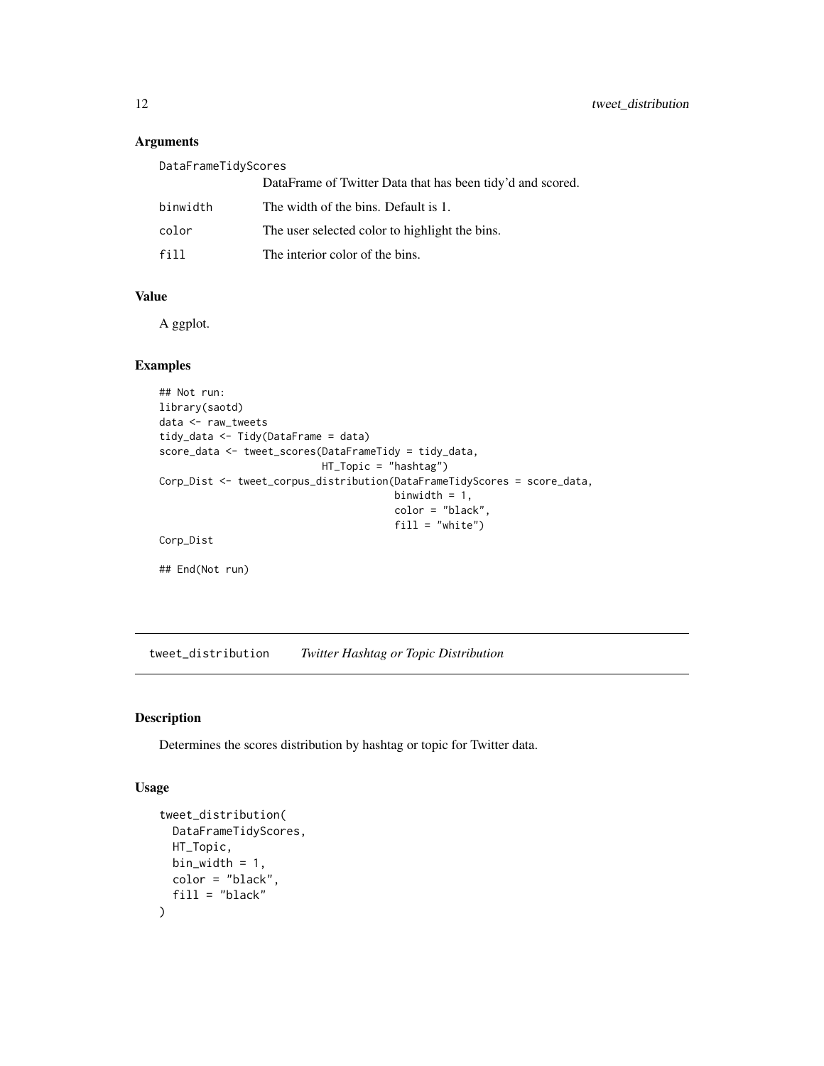### Arguments

| | |
|---|---|
| `DataFrameTidyScores` | DataFrame of Twitter Data that has been tidy'd and scored. |
| `binwidth` | The width of the bins. Default is 1. |
| `color` | The user selected color to highlight the bins. |
| `fill` | The interior color of the bins. |

### Value

A ggplot.

### Examples

```
## Not run:
library(saotd)
data <- raw_tweets
tidy_data <- Tidy(DataFrame = data)
score_data <- tweet_scores(DataFrameTidy = tidy_data,
                           HT_Topic = "hashtag")
Corp_Dist <- tweet_corpus_distribution(DataFrameTidyScores = score_data,
                                       binwidth = 1,
                                       color = "black",
                                       fill = "white")
Corp_Dist

## End(Not run)
```

---

## tweet_distribution    *Twitter Hashtag or Topic Distribution*

---

### Description

Determines the scores distribution by hashtag or topic for Twitter data.

### Usage

```
tweet_distribution(
  DataFrameTidyScores,
  HT_Topic,
  bin_width = 1,
  color = "black",
  fill = "black"
)
```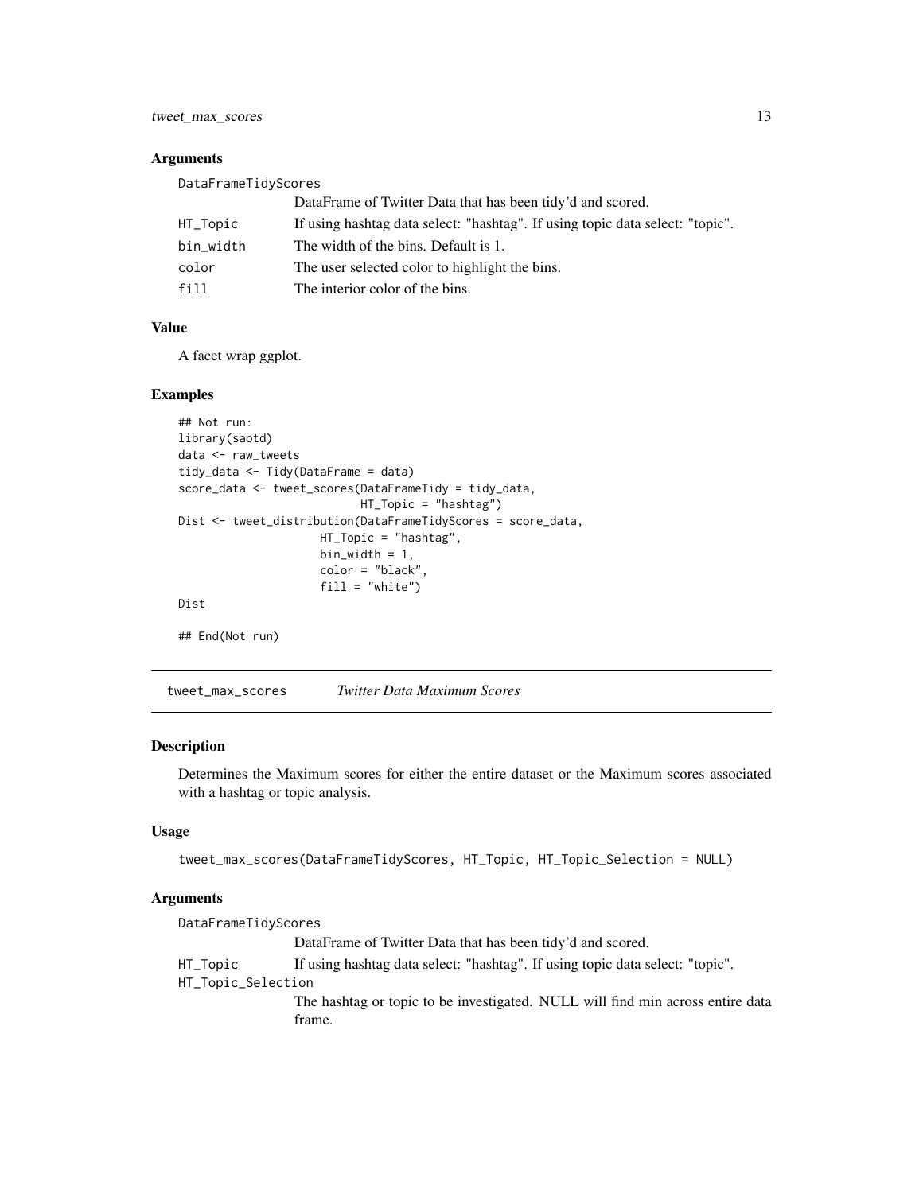## Arguments

DataFrameTidyScores

DataFrame of Twitter Data that has been tidy'd and scored.

HT_Topic — If using hashtag data select: "hashtag". If using topic data select: "topic".

bin_width — The width of the bins. Default is 1.

color — The user selected color to highlight the bins.

fill — The interior color of the bins.

## Value

A facet wrap ggplot.

## Examples

```
## Not run:
library(saotd)
data <- raw_tweets
tidy_data <- Tidy(DataFrame = data)
score_data <- tweet_scores(DataFrameTidy = tidy_data,
                           HT_Topic = "hashtag")
Dist <- tweet_distribution(DataFrameTidyScores = score_data,
                    HT_Topic = "hashtag",
                    bin_width = 1,
                    color = "black",
                    fill = "white")
Dist

## End(Not run)
```

---

# tweet_max_scores — *Twitter Data Maximum Scores*

## Description

Determines the Maximum scores for either the entire dataset or the Maximum scores associated with a hashtag or topic analysis.

## Usage

```
tweet_max_scores(DataFrameTidyScores, HT_Topic, HT_Topic_Selection = NULL)
```

## Arguments

DataFrameTidyScores

DataFrame of Twitter Data that has been tidy'd and scored.

HT_Topic — If using hashtag data select: "hashtag". If using topic data select: "topic".

HT_Topic_Selection

The hashtag or topic to be investigated. NULL will find min across entire data frame.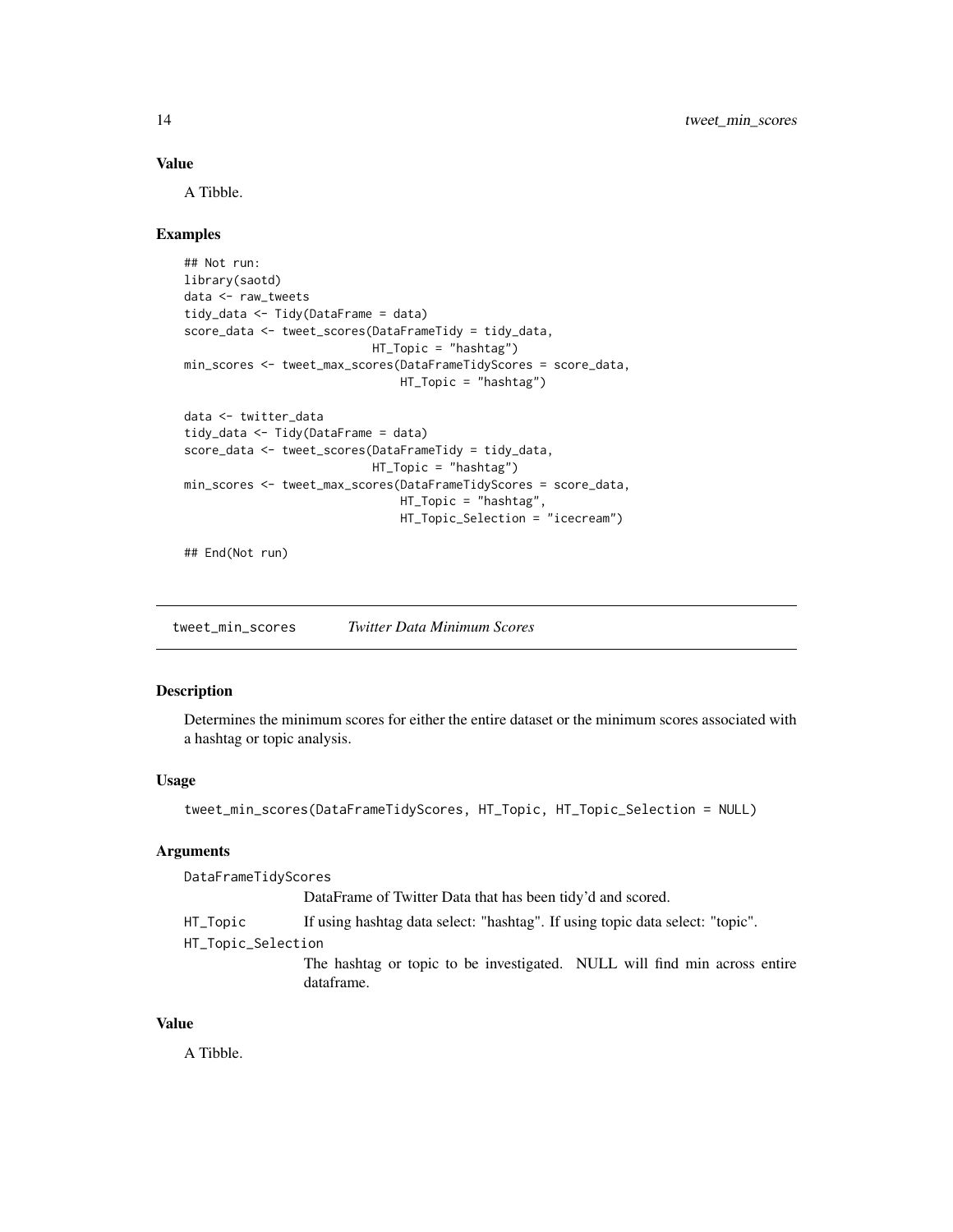### Value

A Tibble.

### Examples

```
## Not run:
library(saotd)
data <- raw_tweets
tidy_data <- Tidy(DataFrame = data)
score_data <- tweet_scores(DataFrameTidy = tidy_data,
                           HT_Topic = "hashtag")
min_scores <- tweet_max_scores(DataFrameTidyScores = score_data,
                               HT_Topic = "hashtag")

data <- twitter_data
tidy_data <- Tidy(DataFrame = data)
score_data <- tweet_scores(DataFrameTidy = tidy_data,
                           HT_Topic = "hashtag")
min_scores <- tweet_max_scores(DataFrameTidyScores = score_data,
                               HT_Topic = "hashtag",
                               HT_Topic_Selection = "icecream")

## End(Not run)
```

---

## tweet_min_scores *Twitter Data Minimum Scores*

### Description

Determines the minimum scores for either the entire dataset or the minimum scores associated with a hashtag or topic analysis.

### Usage

```
tweet_min_scores(DataFrameTidyScores, HT_Topic, HT_Topic_Selection = NULL)
```

### Arguments

`DataFrameTidyScores`
DataFrame of Twitter Data that has been tidy'd and scored.

`HT_Topic`
If using hashtag data select: "hashtag". If using topic data select: "topic".

`HT_Topic_Selection`
The hashtag or topic to be investigated. NULL will find min across entire dataframe.

### Value

A Tibble.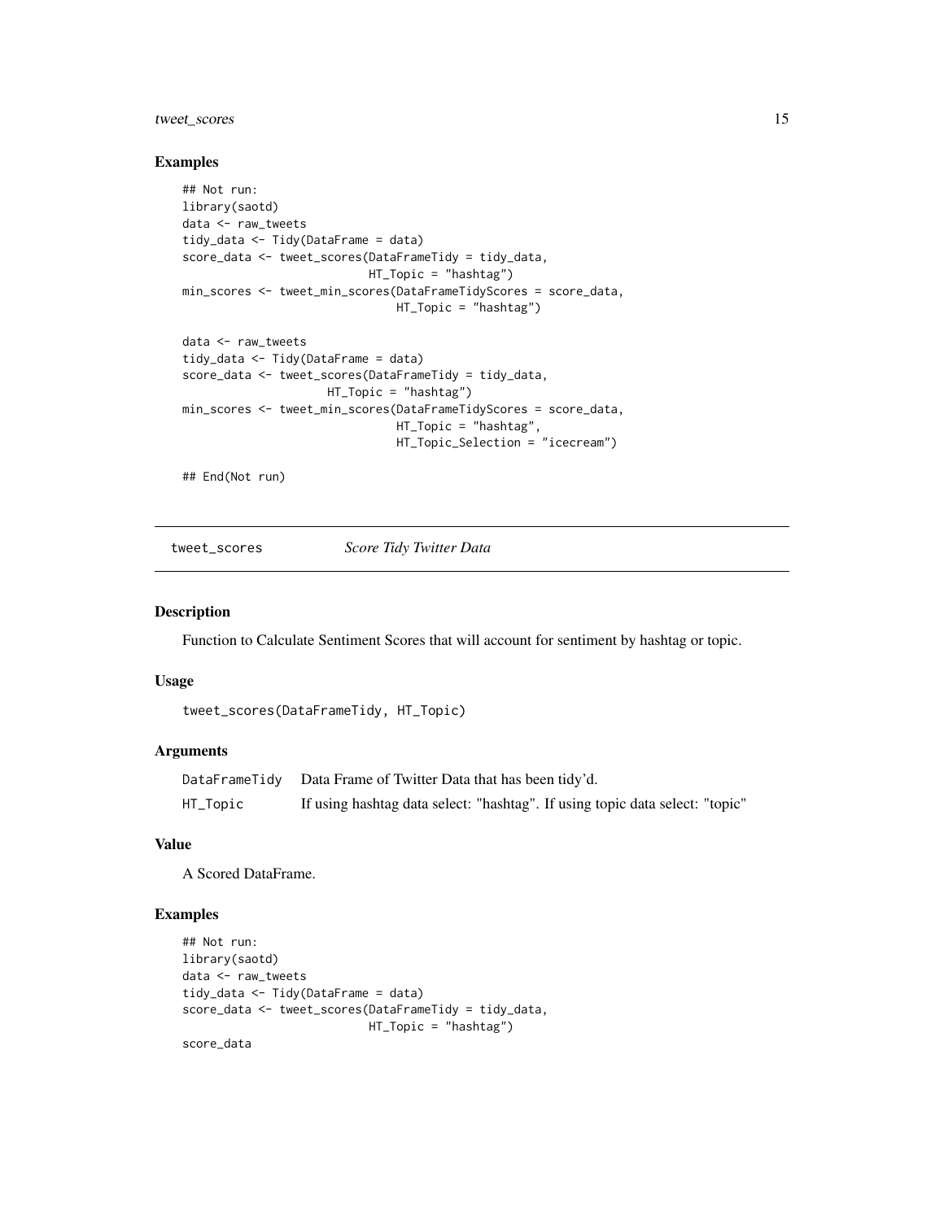## Examples

```
## Not run:
library(saotd)
data <- raw_tweets
tidy_data <- Tidy(DataFrame = data)
score_data <- tweet_scores(DataFrameTidy = tidy_data,
                           HT_Topic = "hashtag")
min_scores <- tweet_min_scores(DataFrameTidyScores = score_data,
                               HT_Topic = "hashtag")

data <- raw_tweets
tidy_data <- Tidy(DataFrame = data)
score_data <- tweet_scores(DataFrameTidy = tidy_data,
                     HT_Topic = "hashtag")
min_scores <- tweet_min_scores(DataFrameTidyScores = score_data,
                               HT_Topic = "hashtag",
                               HT_Topic_Selection = "icecream")

## End(Not run)
```

---

`tweet_scores` *Score Tidy Twitter Data*

---

## Description

Function to Calculate Sentiment Scores that will account for sentiment by hashtag or topic.

## Usage

```
tweet_scores(DataFrameTidy, HT_Topic)
```

## Arguments

| | |
|---|---|
| `DataFrameTidy` | Data Frame of Twitter Data that has been tidy'd. |
| `HT_Topic` | If using hashtag data select: "hashtag". If using topic data select: "topic" |

## Value

A Scored DataFrame.

## Examples

```
## Not run:
library(saotd)
data <- raw_tweets
tidy_data <- Tidy(DataFrame = data)
score_data <- tweet_scores(DataFrameTidy = tidy_data,
                           HT_Topic = "hashtag")
score_data
```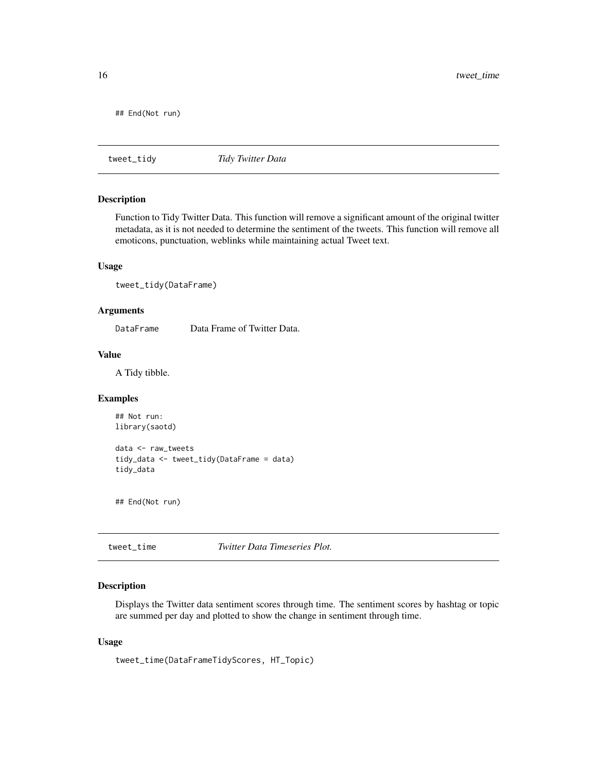```
## End(Not run)
```

## tweet_tidy *Tidy Twitter Data*

### Description

Function to Tidy Twitter Data. This function will remove a significant amount of the original twitter metadata, as it is not needed to determine the sentiment of the tweets. This function will remove all emoticons, punctuation, weblinks while maintaining actual Tweet text.

### Usage

```
tweet_tidy(DataFrame)
```

### Arguments

DataFrame — Data Frame of Twitter Data.

### Value

A Tidy tibble.

### Examples

```
## Not run:
library(saotd)

data <- raw_tweets
tidy_data <- tweet_tidy(DataFrame = data)
tidy_data


## End(Not run)
```

## tweet_time *Twitter Data Timeseries Plot.*

### Description

Displays the Twitter data sentiment scores through time. The sentiment scores by hashtag or topic are summed per day and plotted to show the change in sentiment through time.

### Usage

```
tweet_time(DataFrameTidyScores, HT_Topic)
```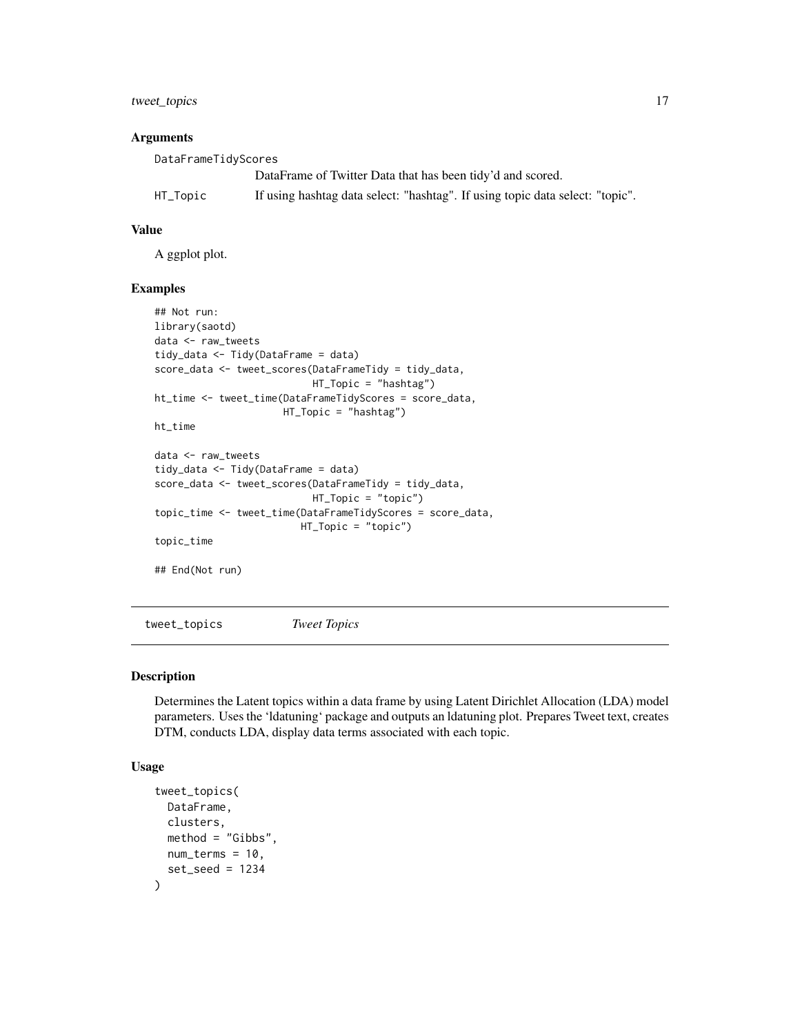### Arguments

| | |
|---|---|
| DataFrameTidyScores | DataFrame of Twitter Data that has been tidy'd and scored. |
| HT_Topic | If using hashtag data select: "hashtag". If using topic data select: "topic". |

### Value

A ggplot plot.

### Examples

```
## Not run:
library(saotd)
data <- raw_tweets
tidy_data <- Tidy(DataFrame = data)
score_data <- tweet_scores(DataFrameTidy = tidy_data,
                           HT_Topic = "hashtag")
ht_time <- tweet_time(DataFrameTidyScores = score_data,
                      HT_Topic = "hashtag")
ht_time

data <- raw_tweets
tidy_data <- Tidy(DataFrame = data)
score_data <- tweet_scores(DataFrameTidy = tidy_data,
                           HT_Topic = "topic")
topic_time <- tweet_time(DataFrameTidyScores = score_data,
                         HT_Topic = "topic")
topic_time

## End(Not run)
```

## tweet_topics *Tweet Topics*

### Description

Determines the Latent topics within a data frame by using Latent Dirichlet Allocation (LDA) model parameters. Uses the 'ldatuning' package and outputs an ldatuning plot. Prepares Tweet text, creates DTM, conducts LDA, display data terms associated with each topic.

### Usage

```
tweet_topics(
  DataFrame,
  clusters,
  method = "Gibbs",
  num_terms = 10,
  set_seed = 1234
)
```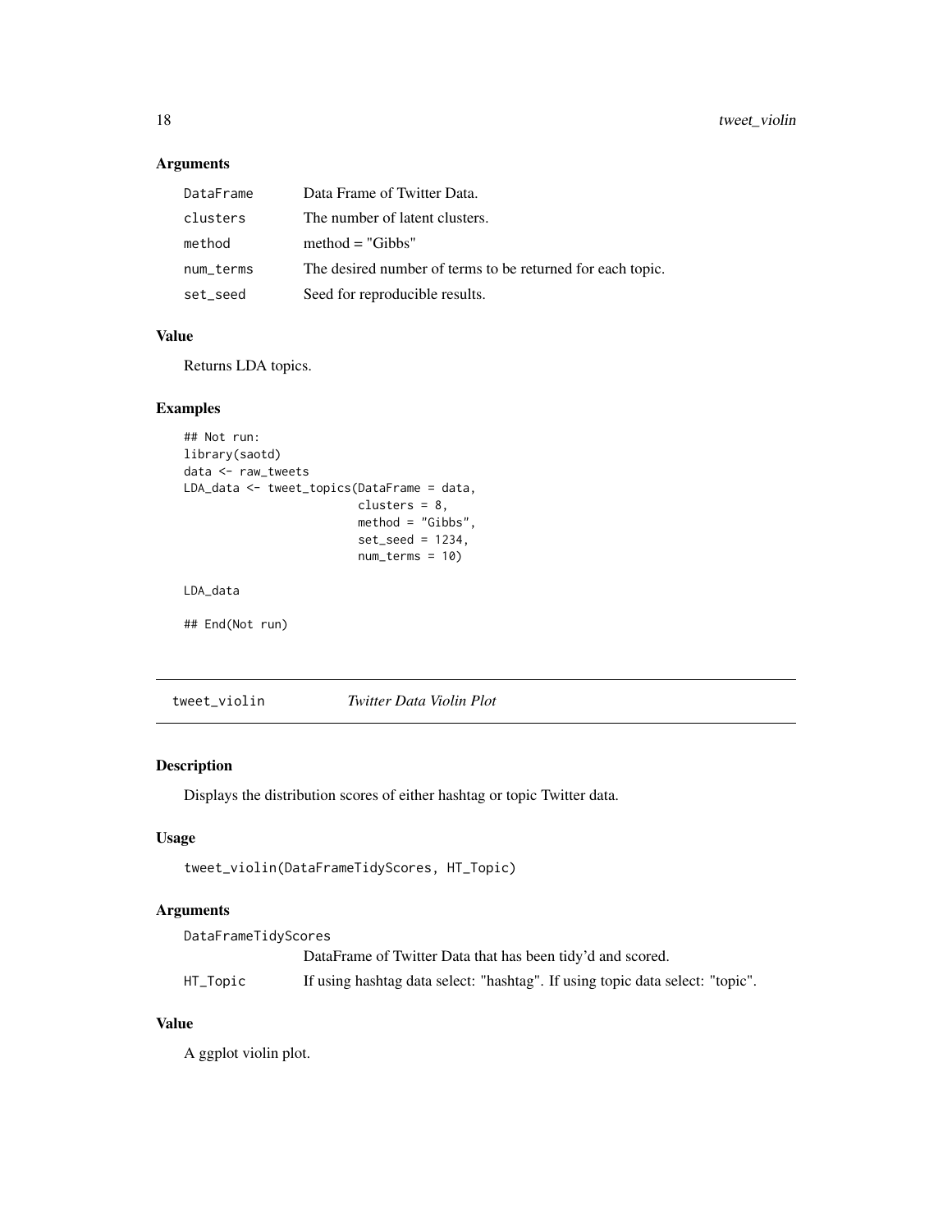## Arguments

| | |
|---|---|
| DataFrame | Data Frame of Twitter Data. |
| clusters | The number of latent clusters. |
| method | method = "Gibbs" |
| num_terms | The desired number of terms to be returned for each topic. |
| set_seed | Seed for reproducible results. |

## Value

Returns LDA topics.

## Examples

```
## Not run:
library(saotd)
data <- raw_tweets
LDA_data <- tweet_topics(DataFrame = data,
                         clusters = 8,
                         method = "Gibbs",
                         set_seed = 1234,
                         num_terms = 10)

LDA_data

## End(Not run)
```

---

# tweet_violin    *Twitter Data Violin Plot*

---

## Description

Displays the distribution scores of either hashtag or topic Twitter data.

## Usage

```
tweet_violin(DataFrameTidyScores, HT_Topic)
```

## Arguments

| | |
|---|---|
| DataFrameTidyScores | DataFrame of Twitter Data that has been tidy'd and scored. |
| HT_Topic | If using hashtag data select: "hashtag". If using topic data select: "topic". |

## Value

A ggplot violin plot.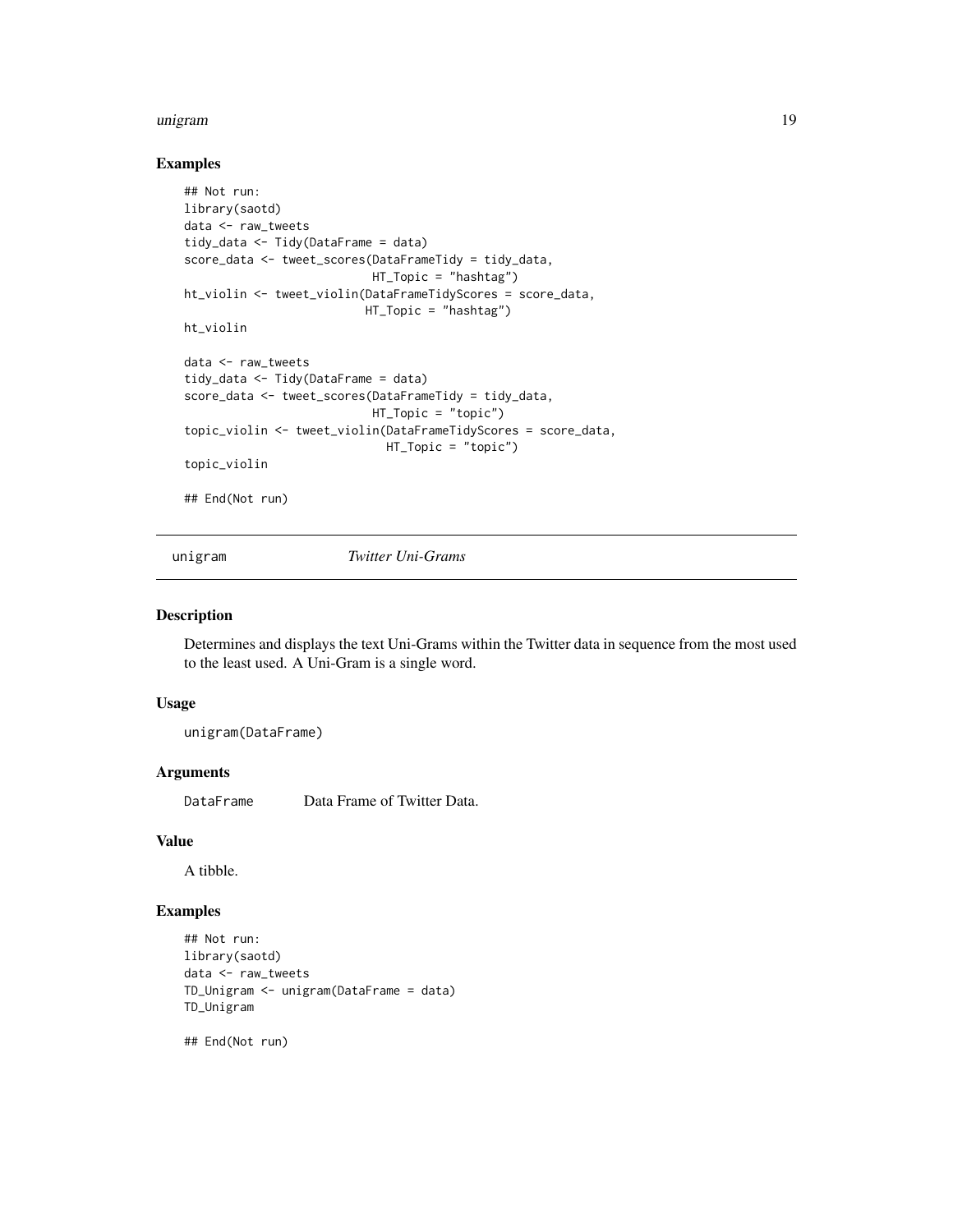## Examples

```
## Not run:
library(saotd)
data <- raw_tweets
tidy_data <- Tidy(DataFrame = data)
score_data <- tweet_scores(DataFrameTidy = tidy_data,
                           HT_Topic = "hashtag")
ht_violin <- tweet_violin(DataFrameTidyScores = score_data,
                          HT_Topic = "hashtag")
ht_violin

data <- raw_tweets
tidy_data <- Tidy(DataFrame = data)
score_data <- tweet_scores(DataFrameTidy = tidy_data,
                           HT_Topic = "topic")
topic_violin <- tweet_violin(DataFrameTidyScores = score_data,
                             HT_Topic = "topic")
topic_violin

## End(Not run)
```

---

# unigram *Twitter Uni-Grams*

---

## Description

Determines and displays the text Uni-Grams within the Twitter data in sequence from the most used to the least used. A Uni-Gram is a single word.

## Usage

```
unigram(DataFrame)
```

## Arguments

| | |
|---|---|
| DataFrame | Data Frame of Twitter Data. |

## Value

A tibble.

## Examples

```
## Not run:
library(saotd)
data <- raw_tweets
TD_Unigram <- unigram(DataFrame = data)
TD_Unigram

## End(Not run)
```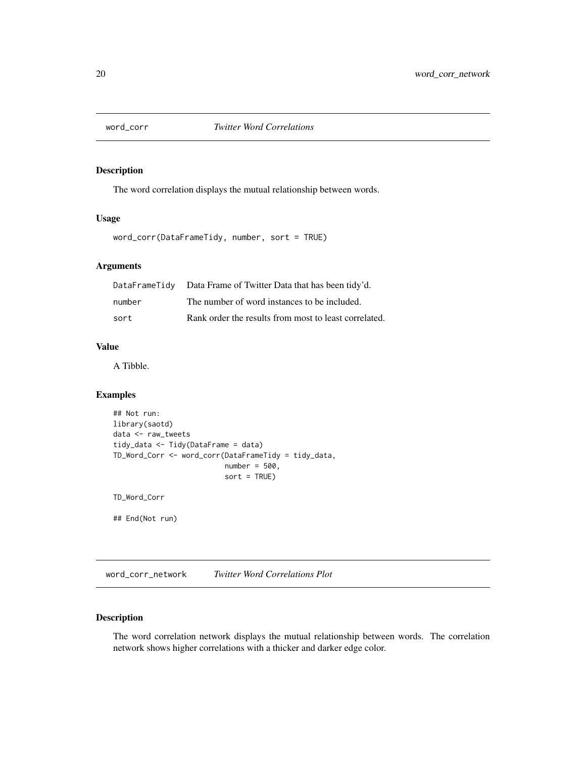## word_corr *Twitter Word Correlations*

### Description

The word correlation displays the mutual relationship between words.

### Usage

```
word_corr(DataFrameTidy, number, sort = TRUE)
```

### Arguments

| | |
|---|---|
| DataFrameTidy | Data Frame of Twitter Data that has been tidy'd. |
| number | The number of word instances to be included. |
| sort | Rank order the results from most to least correlated. |

### Value

A Tibble.

### Examples

```
## Not run:
library(saotd)
data <- raw_tweets
tidy_data <- Tidy(DataFrame = data)
TD_Word_Corr <- word_corr(DataFrameTidy = tidy_data,
                          number = 500,
                          sort = TRUE)

TD_Word_Corr

## End(Not run)
```

## word_corr_network *Twitter Word Correlations Plot*

### Description

The word correlation network displays the mutual relationship between words. The correlation network shows higher correlations with a thicker and darker edge color.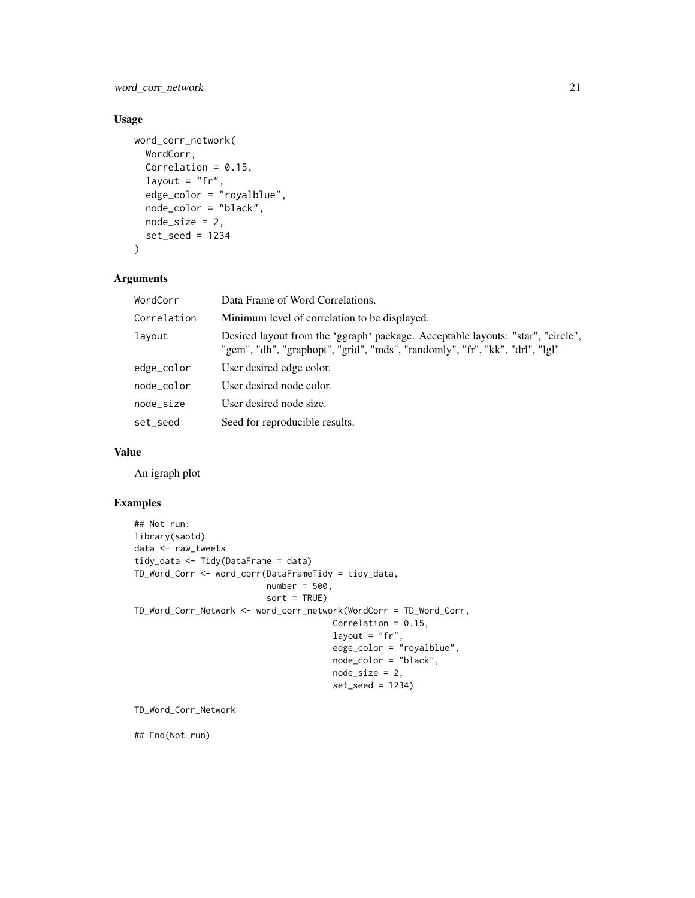## Usage

```
word_corr_network(
  WordCorr,
  Correlation = 0.15,
  layout = "fr",
  edge_color = "royalblue",
  node_color = "black",
  node_size = 2,
  set_seed = 1234
)
```

## Arguments

| | |
|---|---|
| WordCorr | Data Frame of Word Correlations. |
| Correlation | Minimum level of correlation to be displayed. |
| layout | Desired layout from the 'ggraph' package. Acceptable layouts: "star", "circle", "gem", "dh", "graphopt", "grid", "mds", "randomly", "fr", "kk", "drl", "lgl" |
| edge_color | User desired edge color. |
| node_color | User desired node color. |
| node_size | User desired node size. |
| set_seed | Seed for reproducible results. |

## Value

An igraph plot

## Examples

```
## Not run:
library(saotd)
data <- raw_tweets
tidy_data <- Tidy(DataFrame = data)
TD_Word_Corr <- word_corr(DataFrameTidy = tidy_data,
                          number = 500,
                          sort = TRUE)
TD_Word_Corr_Network <- word_corr_network(WordCorr = TD_Word_Corr,
                                          Correlation = 0.15,
                                          layout = "fr",
                                          edge_color = "royalblue",
                                          node_color = "black",
                                          node_size = 2,
                                          set_seed = 1234)

TD_Word_Corr_Network

## End(Not run)
```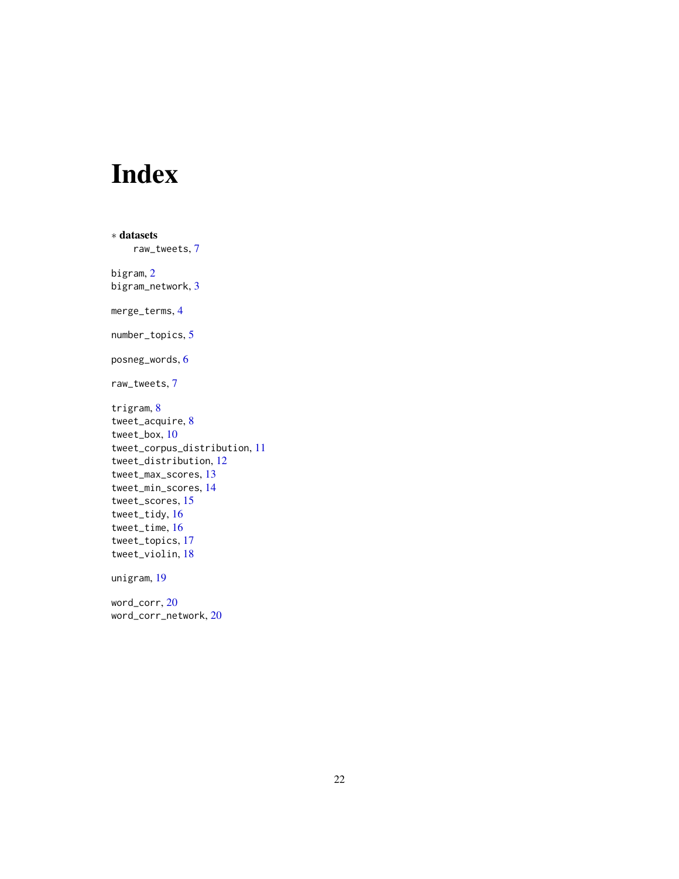# Index

∗ **datasets**
    raw_tweets, 7

bigram, 2
bigram_network, 3

merge_terms, 4

number_topics, 5

posneg_words, 6

raw_tweets, 7

trigram, 8
tweet_acquire, 8
tweet_box, 10
tweet_corpus_distribution, 11
tweet_distribution, 12
tweet_max_scores, 13
tweet_min_scores, 14
tweet_scores, 15
tweet_tidy, 16
tweet_time, 16
tweet_topics, 17
tweet_violin, 18

unigram, 19

word_corr, 20
word_corr_network, 20